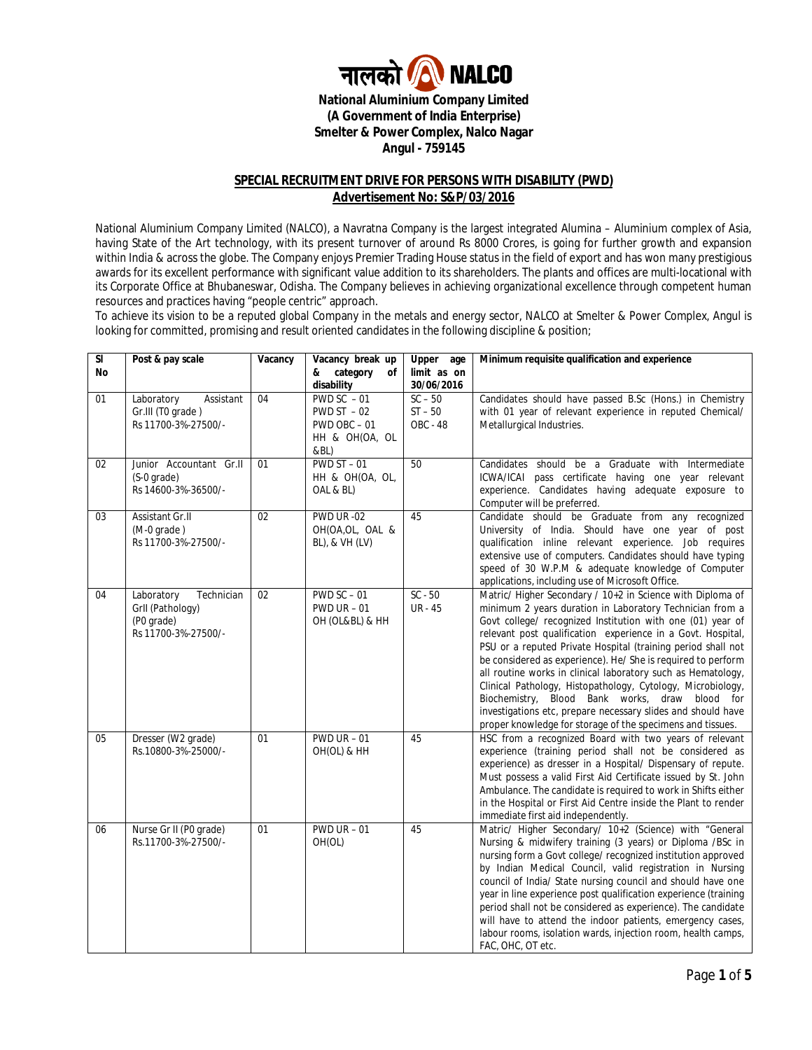नालको NALCO

**National Aluminium Company Limited**
**(A Government of India Enterprise)**
**Smelter & Power Complex, Nalco Nagar**
**Angul - 759145**

## SPECIAL RECRUITMENT DRIVE FOR PERSONS WITH DISABILITY (PWD)

## Advertisement No: S&P/03/2016

National Aluminium Company Limited (NALCO), a Navratna Company is the largest integrated Alumina – Aluminium complex of Asia, having State of the Art technology, with its present turnover of around Rs 8000 Crores, is going for further growth and expansion within India & across the globe. The Company enjoys Premier Trading House status in the field of export and has won many prestigious awards for its excellent performance with significant value addition to its shareholders. The plants and offices are multi-locational with its Corporate Office at Bhubaneswar, Odisha. The Company believes in achieving organizational excellence through competent human resources and practices having "people centric" approach.

To achieve its vision to be a reputed global Company in the metals and energy sector, NALCO at Smelter & Power Complex, Angul is looking for committed, promising and result oriented candidates in the following discipline & position;

| Sl No | Post & pay scale | Vacancy | Vacancy break up & category of disability | Upper age limit as on 30/06/2016 | Minimum requisite qualification and experience |
|---|---|---|---|---|---|
| 01 | Laboratory Assistant Gr.III (T0 grade) Rs 11700-3%-27500/- | 04 | PWD SC – 01 PWD ST – 02 PWD OBC – 01 HH & OH(OA, OL &BL) | SC – 50 ST – 50 OBC - 48 | Candidates should have passed B.Sc (Hons.) in Chemistry with 01 year of relevant experience in reputed Chemical/ Metallurgical Industries. |
| 02 | Junior Accountant Gr.II (S-0 grade) Rs 14600-3%-36500/- | 01 | PWD ST – 01 HH & OH(OA, OL, OAL & BL) | 50 | Candidates should be a Graduate with Intermediate ICWA/ICAI pass certificate having one year relevant experience. Candidates having adequate exposure to Computer will be preferred. |
| 03 | Assistant Gr.II (M-0 grade) Rs 11700-3%-27500/- | 02 | PWD UR -02 OH(OA,OL, OAL & BL), & VH (LV) | 45 | Candidate should be Graduate from any recognized University of India. Should have one year of post qualification inline relevant experience. Job requires extensive use of computers. Candidates should have typing speed of 30 W.P.M & adequate knowledge of Computer applications, including use of Microsoft Office. |
| 04 | Laboratory Technician GrII (Pathology) (P0 grade) Rs 11700-3%-27500/- | 02 | PWD SC – 01 PWD UR – 01 OH (OL&BL) & HH | SC - 50 UR - 45 | Matric/ Higher Secondary / 10+2 in Science with Diploma of minimum 2 years duration in Laboratory Technician from a Govt college/ recognized Institution with one (01) year of relevant post qualification experience in a Govt. Hospital, PSU or a reputed Private Hospital (training period shall not be considered as experience). He/ She is required to perform all routine works in clinical laboratory such as Hematology, Clinical Pathology, Histopathology, Cytology, Microbiology, Biochemistry, Blood Bank works, draw blood for investigations etc, prepare necessary slides and should have proper knowledge for storage of the specimens and tissues. |
| 05 | Dresser (W2 grade) Rs.10800-3%-25000/- | 01 | PWD UR – 01 OH(OL) & HH | 45 | HSC from a recognized Board with two years of relevant experience (training period shall not be considered as experience) as dresser in a Hospital/ Dispensary of repute. Must possess a valid First Aid Certificate issued by St. John Ambulance. The candidate is required to work in Shifts either in the Hospital or First Aid Centre inside the Plant to render immediate first aid independently. |
| 06 | Nurse Gr II (P0 grade) Rs.11700-3%-27500/- | 01 | PWD UR – 01 OH(OL) | 45 | Matric/ Higher Secondary/ 10+2 (Science) with "General Nursing & midwifery training (3 years) or Diploma /BSc in nursing form a Govt college/ recognized institution approved by Indian Medical Council, valid registration in Nursing council of India/ State nursing council and should have one year in line experience post qualification experience (training period shall not be considered as experience). The candidate will have to attend the indoor patients, emergency cases, labour rooms, isolation wards, injection room, health camps, FAC, OHC, OT etc. |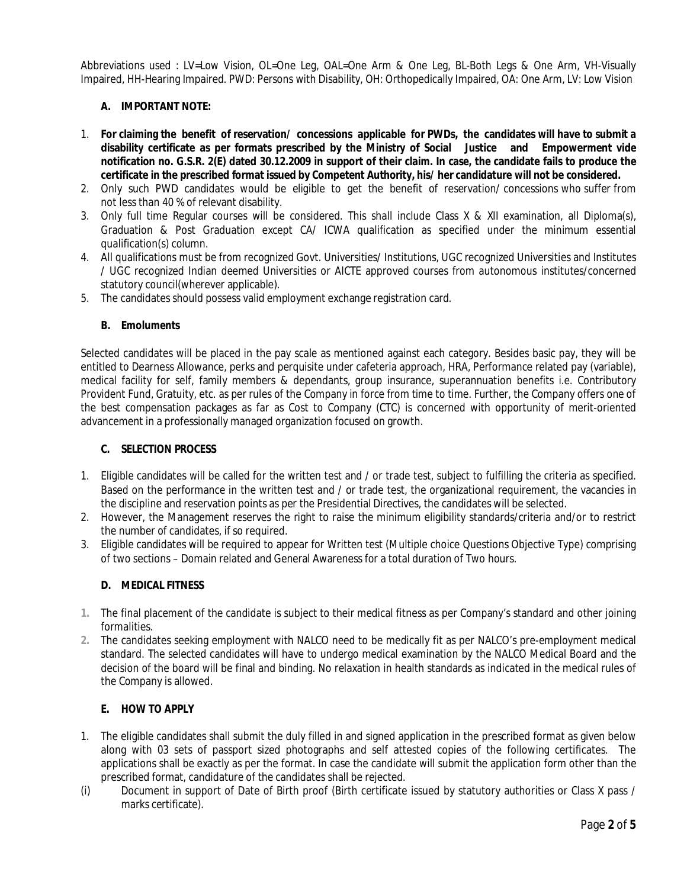Abbreviations used : LV=Low Vision, OL=One Leg, OAL=One Arm & One Leg, BL-Both Legs & One Arm, VH-Visually Impaired, HH-Hearing Impaired. PWD: Persons with Disability, OH: Orthopedically Impaired, OA: One Arm, LV: Low Vision

### A. IMPORTANT NOTE:

1. **For claiming the benefit of reservation/ concessions applicable for PWDs, the candidates will have to submit a disability certificate as per formats prescribed by the Ministry of Social Justice and Empowerment vide notification no. G.S.R. 2(E) dated 30.12.2009 in support of their claim. In case, the candidate fails to produce the certificate in the prescribed format issued by Competent Authority, his/ her candidature will not be considered.**
2. Only such PWD candidates would be eligible to get the benefit of reservation/ concessions who suffer from not less than 40 % of relevant disability.
3. Only full time Regular courses will be considered. This shall include Class X & XII examination, all Diploma(s), Graduation & Post Graduation except CA/ ICWA qualification as specified under the minimum essential qualification(s) column.
4. All qualifications must be from recognized Govt. Universities/ Institutions, UGC recognized Universities and Institutes / UGC recognized Indian deemed Universities or AICTE approved courses from autonomous institutes/concerned statutory council(wherever applicable).
5. The candidates should possess valid employment exchange registration card.

### B. Emoluments

Selected candidates will be placed in the pay scale as mentioned against each category. Besides basic pay, they will be entitled to Dearness Allowance, perks and perquisite under cafeteria approach, HRA, Performance related pay (variable), medical facility for self, family members & dependants, group insurance, superannuation benefits i.e. Contributory Provident Fund, Gratuity, etc. as per rules of the Company in force from time to time. Further, the Company offers one of the best compensation packages as far as Cost to Company (CTC) is concerned with opportunity of merit-oriented advancement in a professionally managed organization focused on growth.

### C. SELECTION PROCESS

1. Eligible candidates will be called for the written test and / or trade test, subject to fulfilling the criteria as specified. Based on the performance in the written test and / or trade test, the organizational requirement, the vacancies in the discipline and reservation points as per the Presidential Directives, the candidates will be selected.
2. However, the Management reserves the right to raise the minimum eligibility standards/criteria and/or to restrict the number of candidates, if so required.
3. Eligible candidates will be required to appear for Written test (Multiple choice Questions Objective Type) comprising of two sections – Domain related and General Awareness for a total duration of Two hours.

### D. MEDICAL FITNESS

1. The final placement of the candidate is subject to their medical fitness as per Company's standard and other joining formalities.
2. The candidates seeking employment with NALCO need to be medically fit as per NALCO's pre-employment medical standard. The selected candidates will have to undergo medical examination by the NALCO Medical Board and the decision of the board will be final and binding. No relaxation in health standards as indicated in the medical rules of the Company is allowed.

### E. HOW TO APPLY

1. The eligible candidates shall submit the duly filled in and signed application in the prescribed format as given below along with 03 sets of passport sized photographs and self attested copies of the following certificates. The applications shall be exactly as per the format. In case the candidate will submit the application form other than the prescribed format, candidature of the candidates shall be rejected.

(i) Document in support of Date of Birth proof (Birth certificate issued by statutory authorities or Class X pass / marks certificate).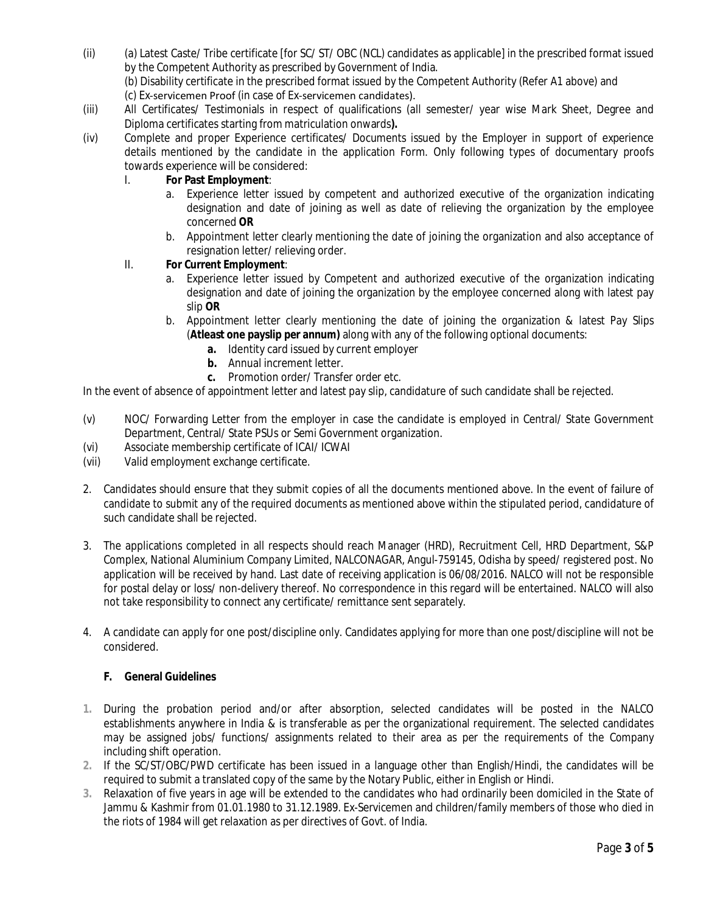(ii) (a) Latest Caste/ Tribe certificate [for SC/ ST/ OBC (NCL) candidates as applicable] in the prescribed format issued by the Competent Authority as prescribed by Government of India.

(b) Disability certificate in the prescribed format issued by the Competent Authority (Refer A1 above) and

(c) Ex-servicemen Proof (in case of Ex-servicemen candidates).

(iii) All Certificates/ Testimonials in respect of qualifications (all semester/ year wise Mark Sheet, Degree and Diploma certificates starting from matriculation onwards**).**

(iv) Complete and proper Experience certificates/ Documents issued by the Employer in support of experience details mentioned by the candidate in the application Form. Only following types of documentary proofs towards experience will be considered:

I. **For Past Employment**:
   a. Experience letter issued by competent and authorized executive of the organization indicating designation and date of joining as well as date of relieving the organization by the employee concerned **OR**
   b. Appointment letter clearly mentioning the date of joining the organization and also acceptance of resignation letter/ relieving order.

II. **For Current Employment**:
   a. Experience letter issued by Competent and authorized executive of the organization indicating designation and date of joining the organization by the employee concerned along with latest pay slip **OR**
   b. Appointment letter clearly mentioning the date of joining the organization & latest Pay Slips (**Atleast one payslip per annum)** along with any of the following optional documents:
      **a.** Identity card issued by current employer
      **b.** Annual increment letter.
      **c.** Promotion order/ Transfer order etc.

In the event of absence of appointment letter and latest pay slip, candidature of such candidate shall be rejected.

(v) NOC/ Forwarding Letter from the employer in case the candidate is employed in Central/ State Government Department, Central/ State PSUs or Semi Government organization.

(vi) Associate membership certificate of ICAI/ ICWAI

(vii) Valid employment exchange certificate.

2. Candidates should ensure that they submit copies of all the documents mentioned above. In the event of failure of candidate to submit any of the required documents as mentioned above within the stipulated period, candidature of such candidate shall be rejected.

3. The applications completed in all respects should reach Manager (HRD), Recruitment Cell, HRD Department, S&P Complex, National Aluminium Company Limited, NALCONAGAR, Angul-759145, Odisha by speed/ registered post. No application will be received by hand. Last date of receiving application is 06/08/2016. NALCO will not be responsible for postal delay or loss/ non-delivery thereof. No correspondence in this regard will be entertained. NALCO will also not take responsibility to connect any certificate/ remittance sent separately.

4. A candidate can apply for one post/discipline only. Candidates applying for more than one post/discipline will not be considered.

### F. General Guidelines

1. During the probation period and/or after absorption, selected candidates will be posted in the NALCO establishments anywhere in India & is transferable as per the organizational requirement. The selected candidates may be assigned jobs/ functions/ assignments related to their area as per the requirements of the Company including shift operation.
2. If the SC/ST/OBC/PWD certificate has been issued in a language other than English/Hindi, the candidates will be required to submit a translated copy of the same by the Notary Public, either in English or Hindi.
3. Relaxation of five years in age will be extended to the candidates who had ordinarily been domiciled in the State of Jammu & Kashmir from 01.01.1980 to 31.12.1989. Ex-Servicemen and children/family members of those who died in the riots of 1984 will get relaxation as per directives of Govt. of India.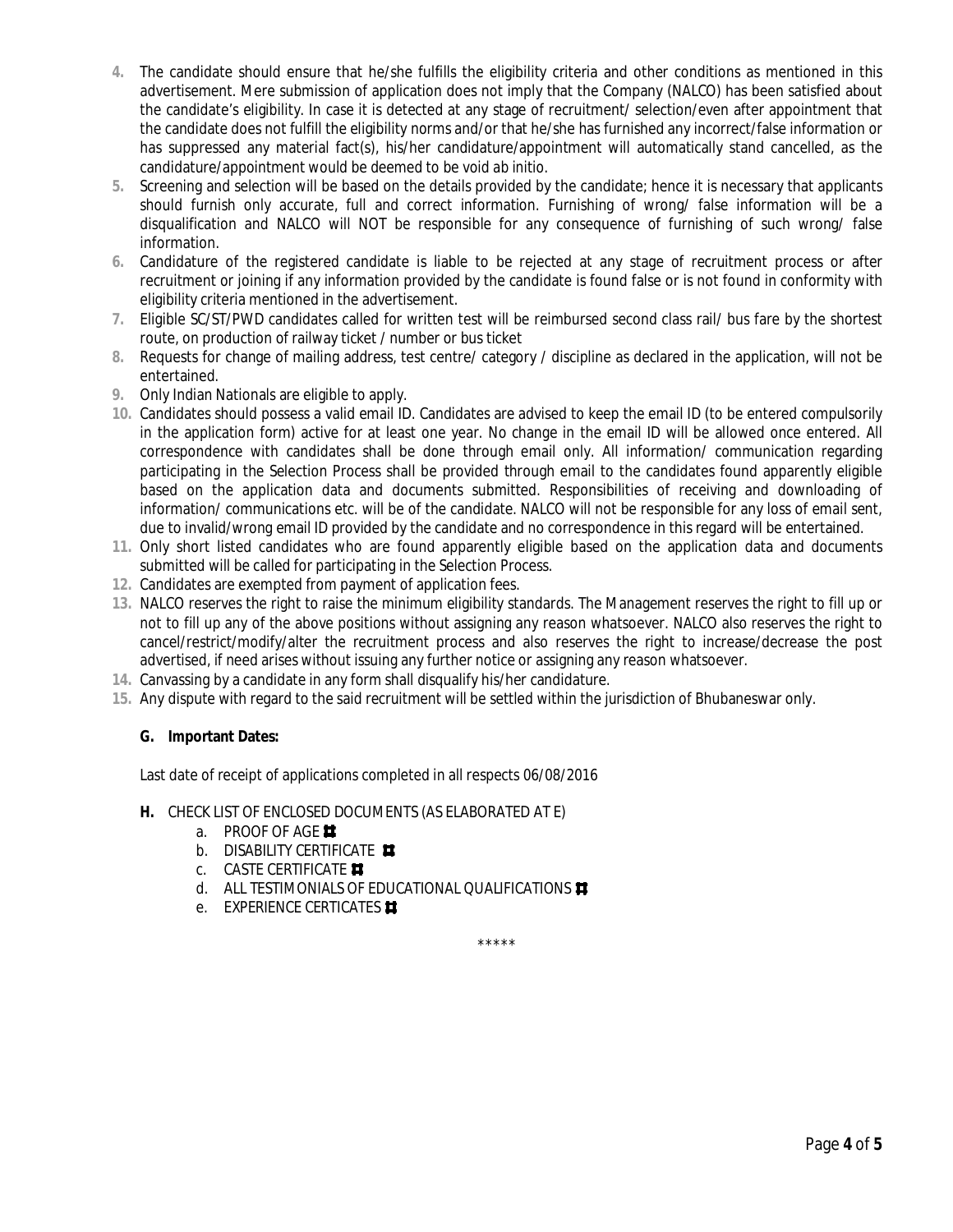4. The candidate should ensure that he/she fulfills the eligibility criteria and other conditions as mentioned in this advertisement. Mere submission of application does not imply that the Company (NALCO) has been satisfied about the candidate's eligibility. In case it is detected at any stage of recruitment/ selection/even after appointment that the candidate does not fulfill the eligibility norms and/or that he/she has furnished any incorrect/false information or has suppressed any material fact(s), his/her candidature/appointment will automatically stand cancelled, as the candidature/appointment would be deemed to be void ab initio.
5. Screening and selection will be based on the details provided by the candidate; hence it is necessary that applicants should furnish only accurate, full and correct information. Furnishing of wrong/ false information will be a disqualification and NALCO will NOT be responsible for any consequence of furnishing of such wrong/ false information.
6. Candidature of the registered candidate is liable to be rejected at any stage of recruitment process or after recruitment or joining if any information provided by the candidate is found false or is not found in conformity with eligibility criteria mentioned in the advertisement.
7. Eligible SC/ST/PWD candidates called for written test will be reimbursed second class rail/ bus fare by the shortest route, on production of railway ticket / number or bus ticket
8. Requests for change of mailing address, test centre/ category / discipline as declared in the application, will not be entertained.
9. Only Indian Nationals are eligible to apply.
10. Candidates should possess a valid email ID. Candidates are advised to keep the email ID (to be entered compulsorily in the application form) active for at least one year. No change in the email ID will be allowed once entered. All correspondence with candidates shall be done through email only. All information/ communication regarding participating in the Selection Process shall be provided through email to the candidates found apparently eligible based on the application data and documents submitted. Responsibilities of receiving and downloading of information/ communications etc. will be of the candidate. NALCO will not be responsible for any loss of email sent, due to invalid/wrong email ID provided by the candidate and no correspondence in this regard will be entertained.
11. Only short listed candidates who are found apparently eligible based on the application data and documents submitted will be called for participating in the Selection Process.
12. Candidates are exempted from payment of application fees.
13. NALCO reserves the right to raise the minimum eligibility standards. The Management reserves the right to fill up or not to fill up any of the above positions without assigning any reason whatsoever. NALCO also reserves the right to cancel/restrict/modify/alter the recruitment process and also reserves the right to increase/decrease the post advertised, if need arises without issuing any further notice or assigning any reason whatsoever.
14. Canvassing by a candidate in any form shall disqualify his/her candidature.
15. Any dispute with regard to the said recruitment will be settled within the jurisdiction of Bhubaneswar only.

**G. Important Dates:**

Last date of receipt of applications completed in all respects 06/08/2016

**H.** CHECK LIST OF ENCLOSED DOCUMENTS (AS ELABORATED AT E)

a. PROOF OF AGE ☐
b. DISABILITY CERTIFICATE ☐
c. CASTE CERTIFICATE ☐
d. ALL TESTIMONIALS OF EDUCATIONAL QUALIFICATIONS ☐
e. EXPERIENCE CERTICATES ☐

*****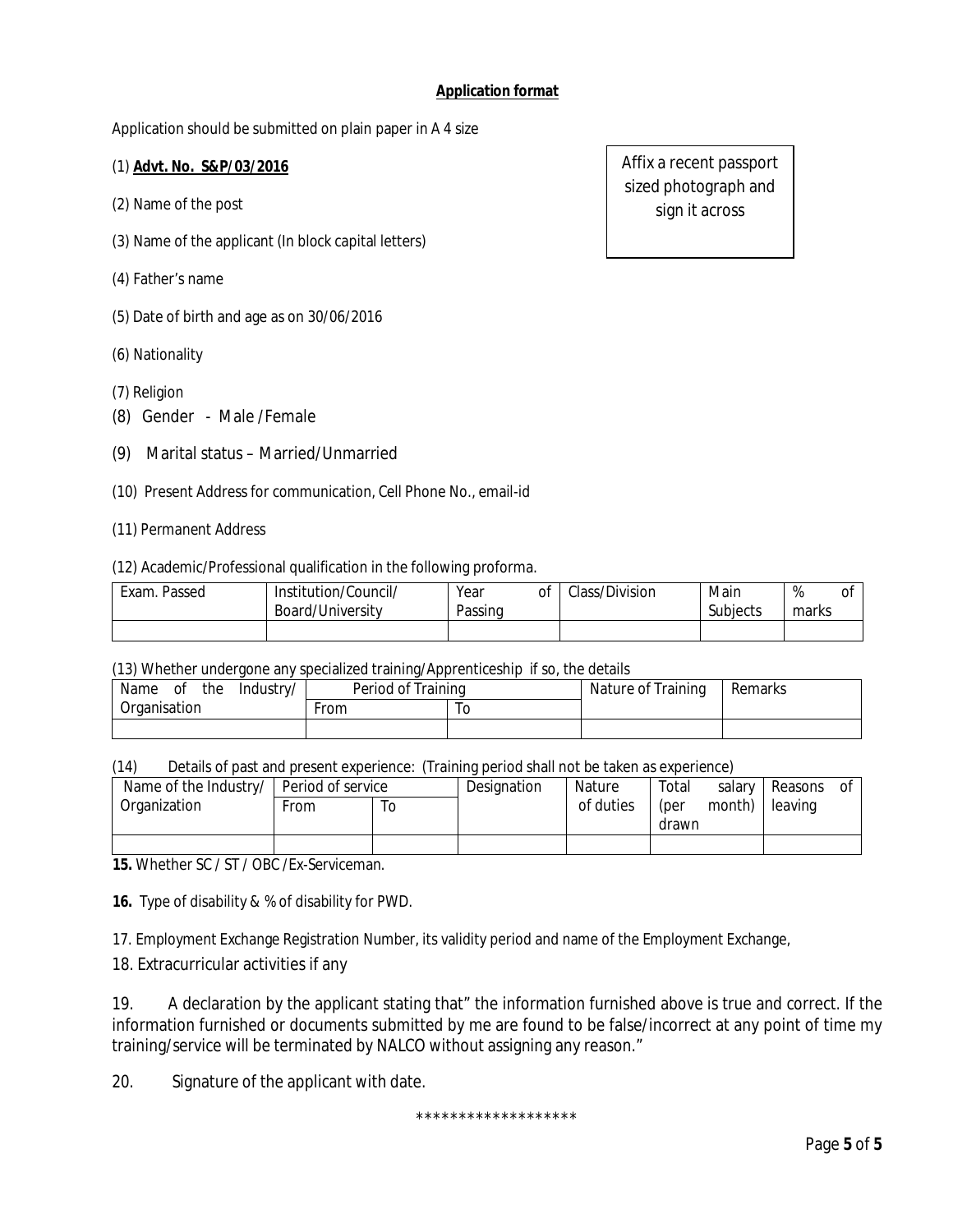**Application format**

Application should be submitted on plain paper in A 4 size

Affix a recent passport sized photograph and sign it across

(1) **Advt. No. S&P/03/2016**

(2) Name of the post

(3) Name of the applicant (In block capital letters)

(4) Father's name

(5) Date of birth and age as on 30/06/2016

(6) Nationality

(7) Religion

(8) Gender - Male /Female

(9) Marital status – Married/Unmarried

(10) Present Address for communication, Cell Phone No., email-id

(11) Permanent Address

(12) Academic/Professional qualification in the following proforma.

| Exam. Passed | Institution/Council/ Board/University | Year of Passing | Class/Division | Main Subjects | % of marks |
|---|---|---|---|---|---|
| | | | | | |

(13) Whether undergone any specialized training/Apprenticeship if so, the details

| Name of the Industry/ Organisation | Period of Training | | Nature of Training | Remarks |
|---|---|---|---|---|
| | From | To | | |
| | | | | |

(14) Details of past and present experience: (Training period shall not be taken as experience)

| Name of the Industry/ Organization | Period of service | | Designation | Nature of duties | Total salary (per month) drawn | Reasons of leaving |
|---|---|---|---|---|---|---|
| | From | To | | | | |
| | | | | | | |

**15.** Whether SC / ST / OBC /Ex-Serviceman.

**16.** Type of disability & % of disability for PWD.

17. Employment Exchange Registration Number, its validity period and name of the Employment Exchange,

18. Extracurricular activities if any

19. A declaration by the applicant stating that" the information furnished above is true and correct. If the information furnished or documents submitted by me are found to be false/incorrect at any point of time my training/service will be terminated by NALCO without assigning any reason."

20. Signature of the applicant with date.

*******************